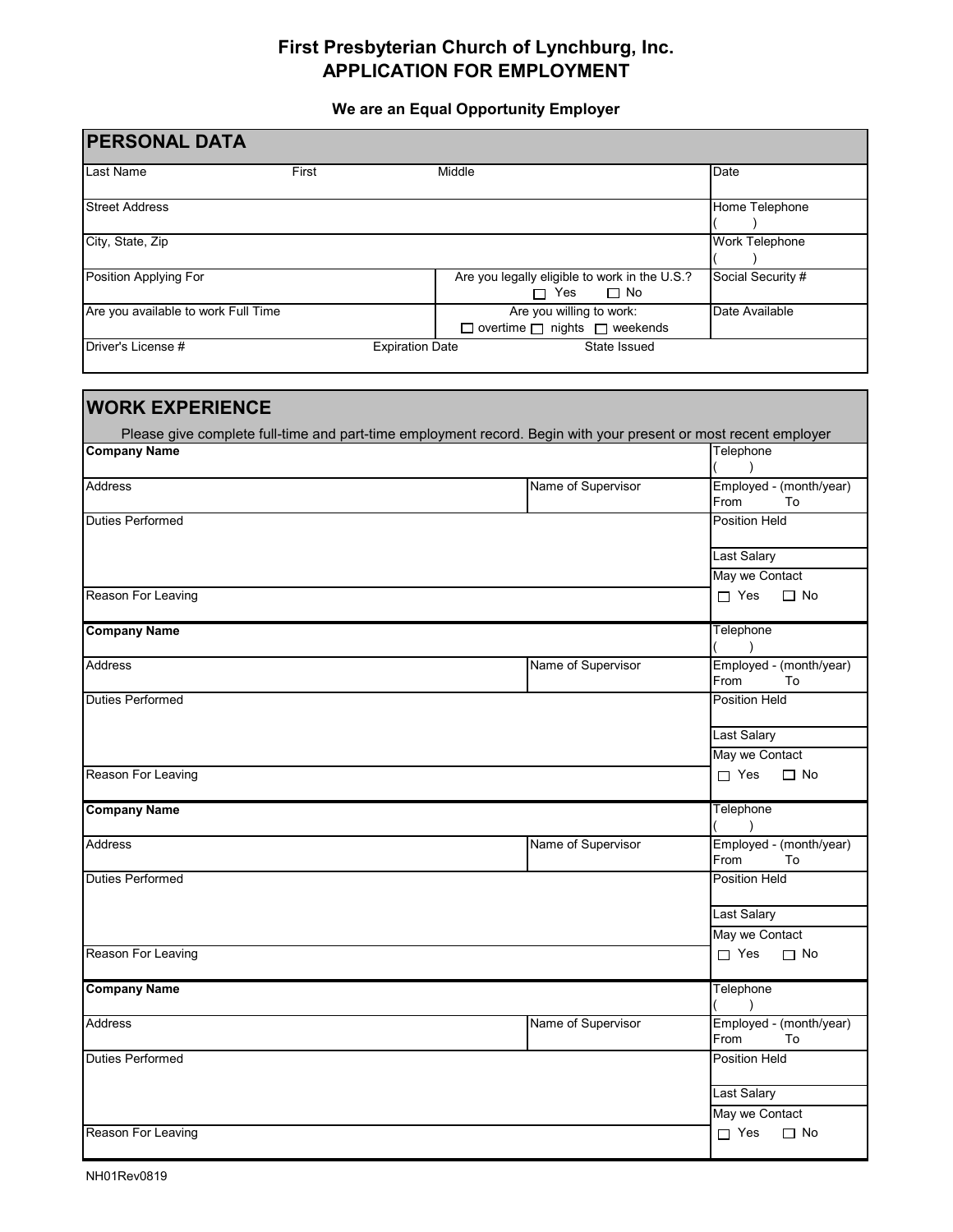# First Presbyterian Church of Lynchburg, Inc.
# APPLICATION FOR EMPLOYMENT

**We are an Equal Opportunity Employer**

## PERSONAL DATA

| Last Name | First | Middle | Date |
|---|---|---|---|
| Street Address | | | Home Telephone ( ) |
| City, State, Zip | | | Work Telephone ( ) |
| Position Applying For | | Are you legally eligible to work in the U.S.? ☐ Yes ☐ No | Social Security # |
| Are you available to work Full Time | | Are you willing to work: ☐ overtime ☐ nights ☐ weekends | Date Available |
| Driver's License # | Expiration Date | State Issued | |

## WORK EXPERIENCE

Please give complete full-time and part-time employment record. Begin with your present or most recent employer

| **Company Name** | | Telephone ( ) |
|---|---|---|
| Address | Name of Supervisor | Employed - (month/year) From To |
| Duties Performed | | Position Held |
| | | Last Salary |
| | | May we Contact |
| Reason For Leaving | | ☐ Yes ☐ No |

| **Company Name** | | Telephone ( ) |
|---|---|---|
| Address | Name of Supervisor | Employed - (month/year) From To |
| Duties Performed | | Position Held |
| | | Last Salary |
| | | May we Contact |
| Reason For Leaving | | ☐ Yes ☐ No |

| **Company Name** | | Telephone ( ) |
|---|---|---|
| Address | Name of Supervisor | Employed - (month/year) From To |
| Duties Performed | | Position Held |
| | | Last Salary |
| | | May we Contact |
| Reason For Leaving | | ☐ Yes ☐ No |

| **Company Name** | | Telephone ( ) |
|---|---|---|
| Address | Name of Supervisor | Employed - (month/year) From To |
| Duties Performed | | Position Held |
| | | Last Salary |
| | | May we Contact |
| Reason For Leaving | | ☐ Yes ☐ No |

NH01Rev0819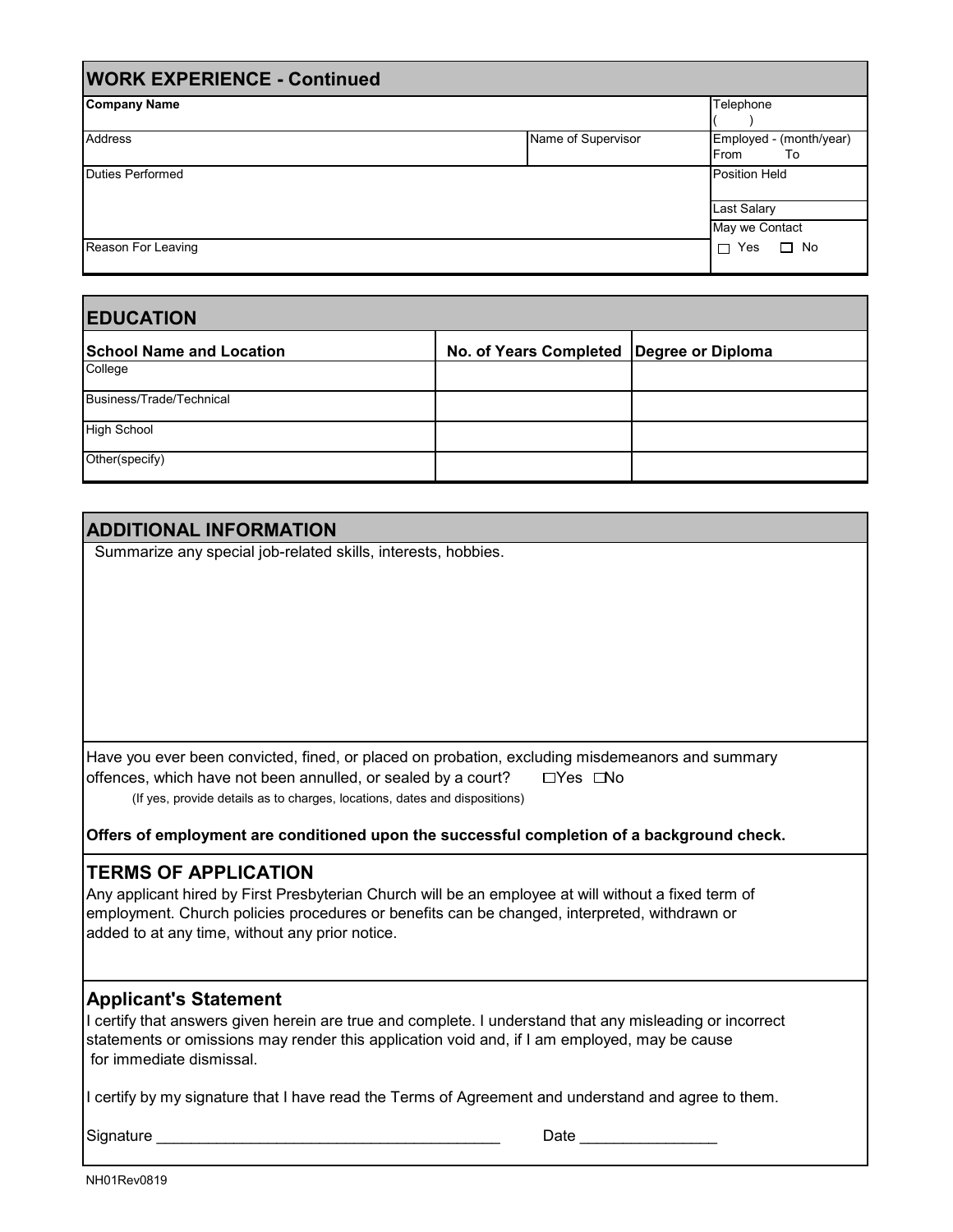## WORK EXPERIENCE - Continued

| | | |
|---|---|---|
| **Company Name** | | Telephone ( ) |
| Address | Name of Supervisor | Employed - (month/year) From To |
| Duties Performed | | Position Held |
| | | Last Salary |
| | | May we Contact |
| Reason For Leaving | | ☐ Yes ☐ No |

## EDUCATION

| School Name and Location | No. of Years Completed | Degree or Diploma |
|---|---|---|
| College | | |
| Business/Trade/Technical | | |
| High School | | |
| Other(specify) | | |

## ADDITIONAL INFORMATION

Summarize any special job-related skills, interests, hobbies.

Have you ever been convicted, fined, or placed on probation, excluding misdemeanors and summary offences, which have not been annulled, or sealed by a court? ☐Yes ☐No

(If yes, provide details as to charges, locations, dates and dispositions)

**Offers of employment are conditioned upon the successful completion of a background check.**

## TERMS OF APPLICATION

Any applicant hired by First Presbyterian Church will be an employee at will without a fixed term of employment. Church policies procedures or benefits can be changed, interpreted, withdrawn or added to at any time, without any prior notice.

## Applicant's Statement

I certify that answers given herein are true and complete. I understand that any misleading or incorrect statements or omissions may render this application void and, if I am employed, may be cause for immediate dismissal.

I certify by my signature that I have read the Terms of Agreement and understand and agree to them.

Signature ________________________________________ Date ________________

NH01Rev0819